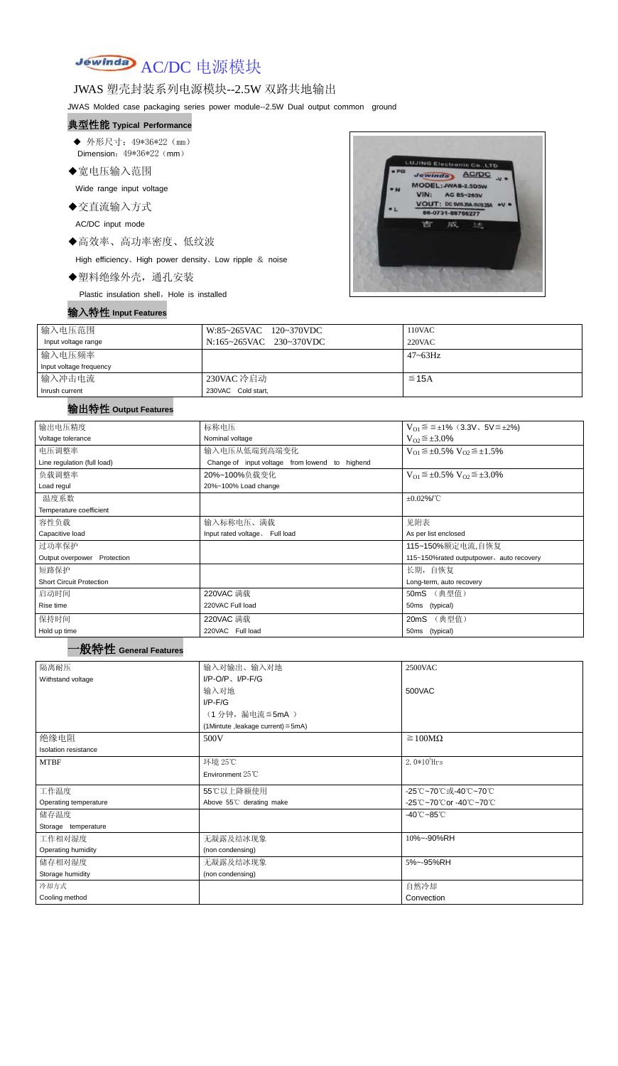# Jewinda AC/DC 电源模块

## JWAS 塑壳封装系列电源模块--2.5W 双路共地输出

JWAS Molded case packaging series power module--2.5W Dual output common ground

### 典型性能 Typical Performance

- ◆ 外形尺寸：49\*36\*22（mm）
  Dimension：49\*36\*22（mm）
- ◆宽电压输入范围
  Wide range input voltage
- ◆交直流输入方式
  AC/DC input mode
- ◆高效率、高功率密度、低纹波
  High efficiency、High power density、Low ripple ＆ noise
- ◆塑料绝缘外壳，通孔安装
  Plastic insulation shell，Hole is installed

### 输入特性 Input Features

| 输入电压范围 Input voltage range | W:85~265VAC 120~370VDC<br>N:165~265VAC 230~370VDC | 110VAC<br>220VAC |
|---|---|---|
| 输入电压频率 Input voltage frequency | | 47~63Hz |
| 输入冲击电流 Inrush current | 230VAC 冷启动<br>230VAC Cold start, | ≦15A |

### 输出特性 Output Features

| 输出电压精度 Voltage tolerance | 标称电压 Nominal voltage | $V_{O1}$≦≦±1%（3.3V、5V≦±2%)<br>$V_{O2}$≦±3.0% |
|---|---|---|
| 电压调整率 Line regulation (full load) | 输入电压从低端到高端变化<br>Change of input voltage from lowend to highend | $V_{O1}$≦±0.5% $V_{O2}$≦±1.5% |
| 负载调整率 Load regul | 20%~100%负载变化<br>20%~100% Load change | $V_{O1}$≦±0.5% $V_{O2}$≦±3.0% |
| 温度系数 Temperature coefficient | | ±0.02%/℃ |
| 容性负载 Capacitive load | 输入标称电压、满载<br>Input rated voltage、 Full load | 见附表<br>As per list enclosed |
| 过功率保护 Output overpower Protection | | 115~150%额定电流,自恢复<br>115~150%rated outputpower，auto recovery |
| 短路保护 Short Circuit Protection | | 长期，自恢复<br>Long-term, auto recovery |
| 启动时间 Rise time | 220VAC 满载<br>220VAC Full load | 50mS （典型值）<br>50ms (typical) |
| 保持时间 Hold up time | 220VAC 满载<br>220VAC Full load | 20mS （典型值）<br>50ms (typical) |

### 一般特性 General Features

| 隔离耐压 Withstand voltage | 输入对输出、输入对地<br>I/P-O/P、I/P-F/G | 2500VAC |
|---|---|---|
| | 输入对地<br>I/P-F/G<br>（1 分钟，漏电流≦5mA ）<br>(1Mintute ,leakage current)≦5mA) | 500VAC |
| 绝缘电阻 Isolation resistance | 500V | ≧100MΩ |
| MTBF | 环境 25℃<br>Environment 25℃ | 2.0\*$10^5$Hrs |
| 工作温度 Operating temperature | 55℃以上降额使用<br>Above 55℃ derating make | -25℃~70℃或-40℃~70℃<br>-25℃~70℃or -40℃~70℃ |
| 储存温度 Storage temperature | | -40℃~85℃ |
| 工作相对湿度 Operating humidity | 无凝露及结冰现象<br>(non condensing) | 10%~-90%RH |
| 储存相对湿度 Storage humidity | 无凝露及结冰现象<br>(non condensing) | 5%~-95%RH |
| 冷却方式 Cooling method | | 自然冷却<br>Convection |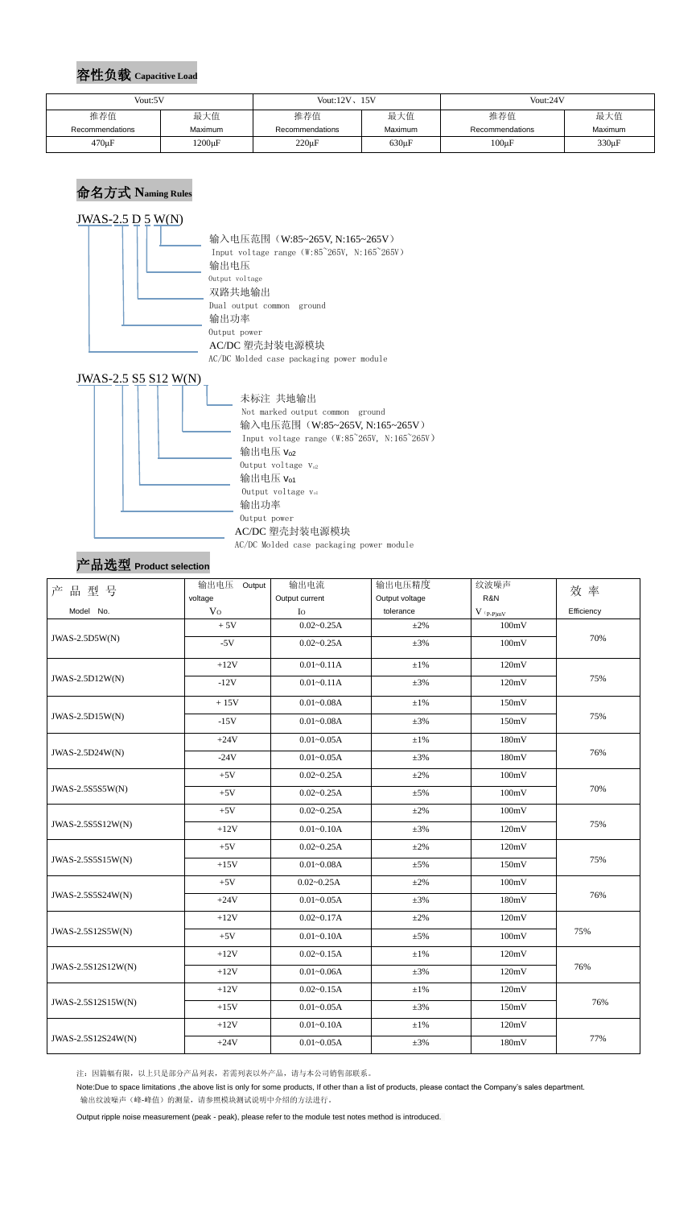## 容性负载 Capacitive Load

| Vout:5V | | Vout:12V、15V | | Vout:24V | |
|---|---|---|---|---|---|
| 推荐值 Recommendations | 最大值 Maximum | 推荐值 Recommendations | 最大值 Maximum | 推荐值 Recommendations | 最大值 Maximum |
| 470μF | 1200μF | 220μF | 630μF | 100μF | 330μF |

## 命名方式 Naming Rules

JWAS-2.5 D 5 W(N)

- 输入电压范围（W:85~265V, N:165~265V） Input voltage range (W:85~265V, N:165~265V)
- 输出电压 Output voltage
- 双路共地输出 Dual output common ground
- 输出功率 Output power
- AC/DC 塑壳封装电源模块 AC/DC Molded case packaging power module

JWAS-2.5 S5 S12 W(N)

- 未标注 共地输出 Not marked output common ground
- 输入电压范围（W:85~265V, N:165~265V） Input voltage range (W:85~265V, N:165~265V)
- 输出电压 $V_{o2}$ Output voltage $V_{o2}$
- 输出电压 $V_{o1}$ Output voltage $V_{o1}$
- 输出功率 Output power
- AC/DC 塑壳封装电源模块 AC/DC Molded case packaging power module

## 产品选型 Product selection

| 产品型号 Model No. | 输出电压 Output voltage $V_O$ | 输出电流 Output current $I_O$ | 输出电压精度 Output voltage tolerance | 纹波噪声 R&N $V_{(P-P)mV}$ | 效率 Efficiency |
|---|---|---|---|---|---|
| JWAS-2.5D5W(N) | + 5V | 0.02~0.25A | ±2% | 100mV | 70% |
| | -5V | 0.02~0.25A | ±3% | 100mV | |
| JWAS-2.5D12W(N) | +12V | 0.01~0.11A | ±1% | 120mV | 75% |
| | -12V | 0.01~0.11A | ±3% | 120mV | |
| JWAS-2.5D15W(N) | + 15V | 0.01~0.08A | ±1% | 150mV | 75% |
| | -15V | 0.01~0.08A | ±3% | 150mV | |
| JWAS-2.5D24W(N) | +24V | 0.01~0.05A | ±1% | 180mV | 76% |
| | -24V | 0.01~0.05A | ±3% | 180mV | |
| JWAS-2.5S5S5W(N) | +5V | 0.02~0.25A | ±2% | 100mV | 70% |
| | +5V | 0.02~0.25A | ±5% | 100mV | |
| JWAS-2.5S5S12W(N) | +5V | 0.02~0.25A | ±2% | 100mV | 75% |
| | +12V | 0.01~0.10A | ±3% | 120mV | |
| JWAS-2.5S5S15W(N) | +5V | 0.02~0.25A | ±2% | 120mV | 75% |
| | +15V | 0.01~0.08A | ±5% | 150mV | |
| JWAS-2.5S5S24W(N) | +5V | 0.02~0.25A | ±2% | 100mV | 76% |
| | +24V | 0.01~0.05A | ±3% | 180mV | |
| JWAS-2.5S12S5W(N) | +12V | 0.02~0.17A | ±2% | 120mV | 75% |
| | +5V | 0.01~0.10A | ±5% | 100mV | |
| JWAS-2.5S12S12W(N) | +12V | 0.02~0.15A | ±1% | 120mV | 76% |
| | +12V | 0.01~0.06A | ±3% | 120mV | |
| JWAS-2.5S12S15W(N) | +12V | 0.02~0.15A | ±1% | 120mV | 76% |
| | +15V | 0.01~0.05A | ±3% | 150mV | |
| JWAS-2.5S12S24W(N) | +12V | 0.01~0.10A | ±1% | 120mV | 77% |
| | +24V | 0.01~0.05A | ±3% | 180mV | |

注：因篇幅有限，以上只是部分产品列表，若需列表以外产品，请与本公司销售部联系。

Note:Due to space limitations ,the above list is only for some products, If other than a list of products, please contact the Company's sales department.

输出纹波噪声（峰-峰值）的测量，请参照模块测试说明中介绍的方法进行。

Output ripple noise measurement (peak - peak), please refer to the module test notes method is introduced.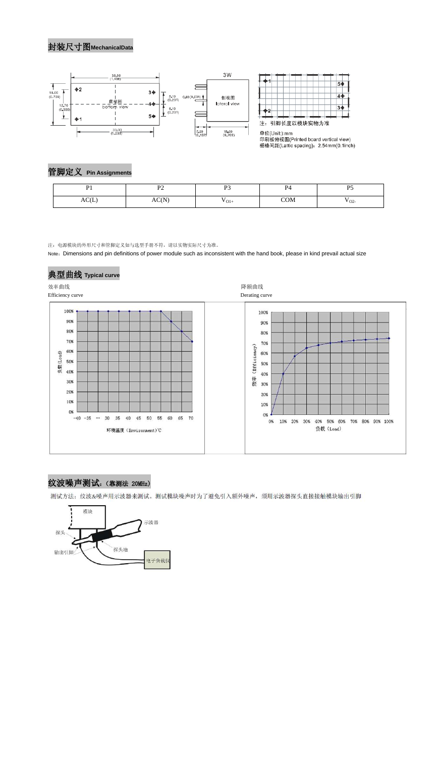## 封装尺寸图MechanicalData

38.00
(1.496)

18.00
(0.709)

12.70
(0.500)

2
3
4
5
1

底视图
bottom view

5.10
(0.201)

5.10
(0.201)

33.00
(1.299)

3W

0.80(0.031)

侧视图
lateral view

5.00
(0.197)

18.00
(0.709)

1
5
4
3
2

注：引脚长度以模块实物为准

单位(Unit):mm
印刷板俯视图(Printed board vertical view)
栅格间距(Lattic spacing)：2.54mm(0.1inch)

## 管脚定义 Pin Assignments

| P1 | P2 | P3 | P4 | P5 |
|---|---|---|---|---|
| AC(L) | AC(N) | $V_{O1+}$ | COM | $V_{O2-}$ |

注：电源模块的外形尺寸和管脚定义如与选型手册不符，请以实物实际尺寸为准。

Note：Dimensions and pin definitions of power module such as inconsistent with the hand book, please in kind prevail actual size

## 典型曲线 Typical curve

效率曲线
Efficiency curve

100%
90%
80%
70%
60%
50%
40%
30%
20%
10%
0%

负载(Load)

-40 -35 ··· 30 35 40 45 50 55 60 65 70

环境温度（Environment)℃

降额曲线
Derating curve

100%
90%
80%
70%
60%
50%
40%
30%
20%
10%
0%

效率（Efficiency）

0% 10% 20% 30% 40% 50% 60% 70% 80% 90% 100%

负载（Load)

## 纹波噪声测试：(靠测法 20MHz)

测试方法：纹波&噪声用示波器来测试。测试模块噪声时为了避免引入额外噪声，须用示波器探头直接接触模块输出引脚

模块

示波器

探头

探头地

输出引脚

电子负载仪